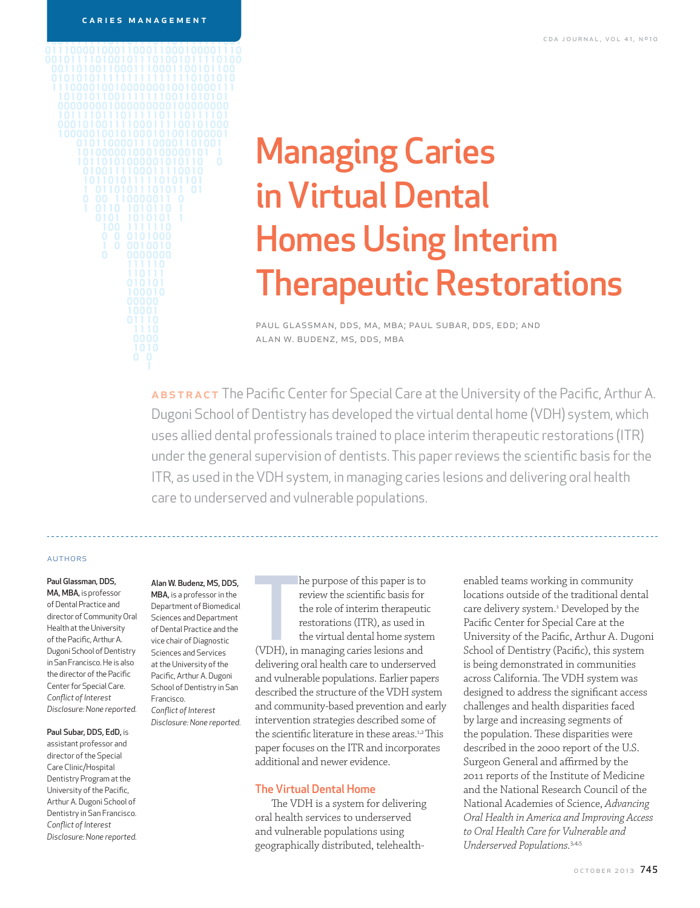CARIES MANAGEMENT

# Managing Caries in Virtual Dental Homes Using Interim Therapeutic Restorations

PAUL GLASSMAN, DDS, MA, MBA; PAUL SUBAR, DDS, EDD; AND ALAN W. BUDENZ, MS, DDS, MBA

**ABSTRACT** The Pacific Center for Special Care at the University of the Pacific, Arthur A. Dugoni School of Dentistry has developed the virtual dental home (VDH) system, which uses allied dental professionals trained to place interim therapeutic restorations (ITR) under the general supervision of dentists. This paper reviews the scientific basis for the ITR, as used in the VDH system, in managing caries lesions and delivering oral health care to underserved and vulnerable populations.

AUTHORS

**Paul Glassman, DDS, MA, MBA,** is professor of Dental Practice and director of Community Oral Health at the University of the Pacific, Arthur A. Dugoni School of Dentistry in San Francisco. He is also the director of the Pacific Center for Special Care. *Conflict of Interest Disclosure: None reported.*

**Paul Subar, DDS, EdD,** is assistant professor and director of the Special Care Clinic/Hospital Dentistry Program at the University of the Pacific, Arthur A. Dugoni School of Dentistry in San Francisco. *Conflict of Interest Disclosure: None reported.*

**Alan W. Budenz, MS, DDS, MBA,** is a professor in the Department of Biomedical Sciences and Department of Dental Practice and the vice chair of Diagnostic Sciences and Services at the University of the Pacific, Arthur A. Dugoni School of Dentistry in San Francisco. *Conflict of Interest Disclosure: None reported.*

The purpose of this paper is to review the scientific basis for the role of interim therapeutic restorations (ITR), as used in the virtual dental home system (VDH), in managing caries lesions and delivering oral health care to underserved and vulnerable populations. Earlier papers described the structure of the VDH system and community-based prevention and early intervention strategies described some of the scientific literature in these areas.[1,2] This paper focuses on the ITR and incorporates additional and newer evidence.

## The Virtual Dental Home

The VDH is a system for delivering oral health services to underserved and vulnerable populations using geographically distributed, telehealth-enabled teams working in community locations outside of the traditional dental care delivery system.[1] Developed by the Pacific Center for Special Care at the University of the Pacific, Arthur A. Dugoni School of Dentistry (Pacific), this system is being demonstrated in communities across California. The VDH system was designed to address the significant access challenges and health disparities faced by large and increasing segments of the population. These disparities were described in the 2000 report of the U.S. Surgeon General and affirmed by the 2011 reports of the Institute of Medicine and the National Research Council of the National Academies of Science, *Advancing Oral Health in America and Improving Access to Oral Health Care for Vulnerable and Underserved Populations.*[3,4,5]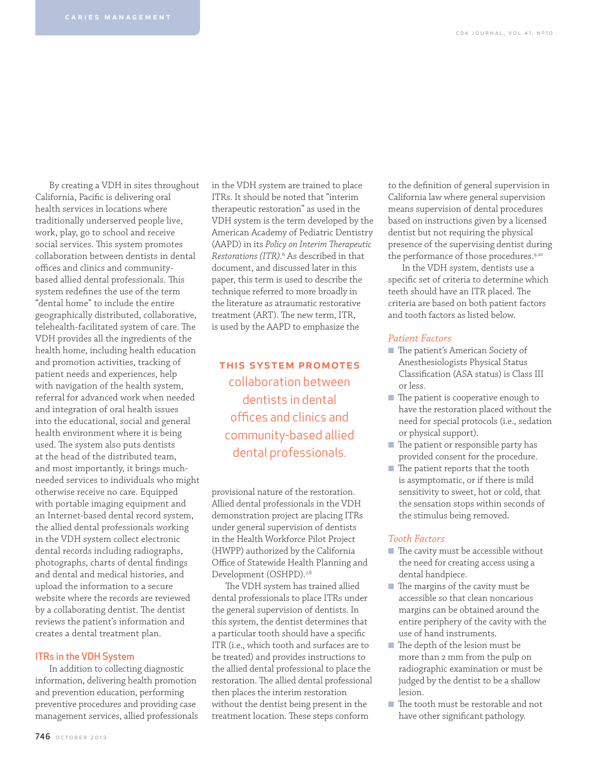By creating a VDH in sites throughout California, Pacific is delivering oral health services in locations where traditionally underserved people live, work, play, go to school and receive social services. This system promotes collaboration between dentists in dental offices and clinics and community-based allied dental professionals. This system redefines the use of the term "dental home" to include the entire geographically distributed, collaborative, telehealth-facilitated system of care. The VDH provides all the ingredients of the health home, including health education and promotion activities, tracking of patient needs and experiences, help with navigation of the health system, referral for advanced work when needed and integration of oral health issues into the educational, social and general health environment where it is being used. The system also puts dentists at the head of the distributed team, and most importantly, it brings much-needed services to individuals who might otherwise receive no care. Equipped with portable imaging equipment and an Internet-based dental record system, the allied dental professionals working in the VDH system collect electronic dental records including radiographs, photographs, charts of dental findings and dental and medical histories, and upload the information to a secure website where the records are reviewed by a collaborating dentist. The dentist reviews the patient's information and creates a dental treatment plan.

## ITRs in the VDH System

In addition to collecting diagnostic information, delivering health promotion and prevention education, performing preventive procedures and providing case management services, allied professionals in the VDH system are trained to place ITRs. It should be noted that "interim therapeutic restoration" as used in the VDH system is the term developed by the American Academy of Pediatric Dentistry (AAPD) in its *Policy on Interim Therapeutic Restorations (ITR)*.[6] As described in that document, and discussed later in this paper, this term is used to describe the technique referred to more broadly in the literature as atraumatic restorative treatment (ART). The new term, ITR, is used by the AAPD to emphasize the provisional nature of the restoration. Allied dental professionals in the VDH demonstration project are placing ITRs under general supervision of dentists in the Health Workforce Pilot Project (HWPP) authorized by the California Office of Statewide Health Planning and Development (OSHPD).[7,8]

> **THIS SYSTEM PROMOTES** collaboration between dentists in dental offices and clinics and community-based allied dental professionals.

The VDH system has trained allied dental professionals to place ITRs under the general supervision of dentists. In this system, the dentist determines that a particular tooth should have a specific ITR (i.e., which tooth and surfaces are to be treated) and provides instructions to the allied dental professional to place the restoration. The allied dental professional then places the interim restoration without the dentist being present in the treatment location. These steps conform to the definition of general supervision in California law where general supervision means supervision of dental procedures based on instructions given by a licensed dentist but not requiring the physical presence of the supervising dentist during the performance of those procedures.[9,10]

In the VDH system, dentists use a specific set of criteria to determine which teeth should have an ITR placed. The criteria are based on both patient factors and tooth factors as listed below.

### *Patient Factors*

- The patient's American Society of Anesthesiologists Physical Status Classification (ASA status) is Class III or less.
- The patient is cooperative enough to have the restoration placed without the need for special protocols (i.e., sedation or physical support).
- The patient or responsible party has provided consent for the procedure.
- The patient reports that the tooth is asymptomatic, or if there is mild sensitivity to sweet, hot or cold, that the sensation stops within seconds of the stimulus being removed.

### *Tooth Factors*

- The cavity must be accessible without the need for creating access using a dental handpiece.
- The margins of the cavity must be accessible so that clean noncarious margins can be obtained around the entire periphery of the cavity with the use of hand instruments.
- The depth of the lesion must be more than 2 mm from the pulp on radiographic examination or must be judged by the dentist to be a shallow lesion.
- The tooth must be restorable and not have other significant pathology.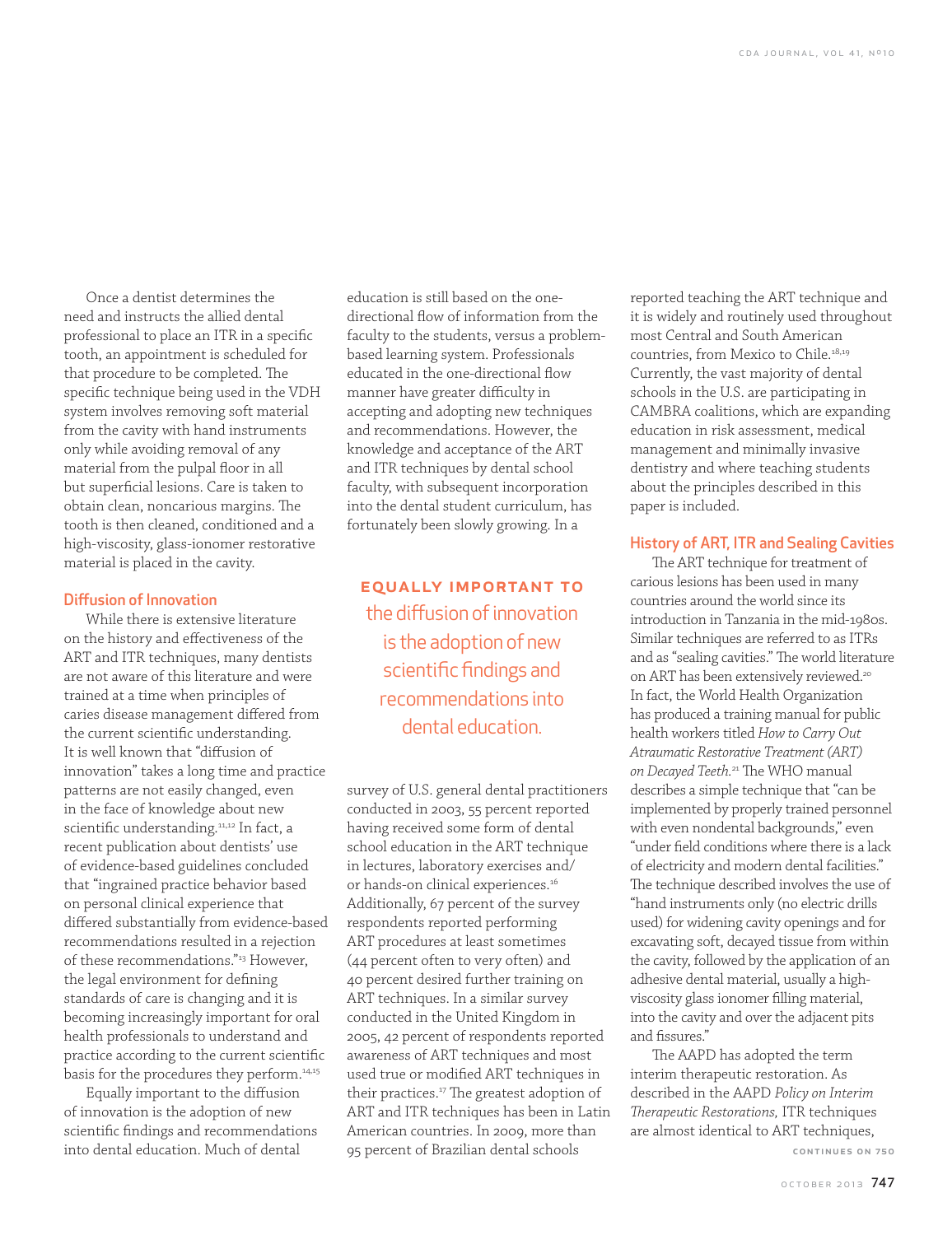Once a dentist determines the need and instructs the allied dental professional to place an ITR in a specific tooth, an appointment is scheduled for that procedure to be completed. The specific technique being used in the VDH system involves removing soft material from the cavity with hand instruments only while avoiding removal of any material from the pulpal floor in all but superficial lesions. Care is taken to obtain clean, noncarious margins. The tooth is then cleaned, conditioned and a high-viscosity, glass-ionomer restorative material is placed in the cavity.

## Diffusion of Innovation

While there is extensive literature on the history and effectiveness of the ART and ITR techniques, many dentists are not aware of this literature and were trained at a time when principles of caries disease management differed from the current scientific understanding. It is well known that "diffusion of innovation" takes a long time and practice patterns are not easily changed, even in the face of knowledge about new scientific understanding.[11,12] In fact, a recent publication about dentists' use of evidence-based guidelines concluded that "ingrained practice behavior based on personal clinical experience that differed substantially from evidence-based recommendations resulted in a rejection of these recommendations."[13] However, the legal environment for defining standards of care is changing and it is becoming increasingly important for oral health professionals to understand and practice according to the current scientific basis for the procedures they perform.[14,15]

Equally important to the diffusion of innovation is the adoption of new scientific findings and recommendations into dental education. Much of dental education is still based on the one-directional flow of information from the faculty to the students, versus a problem-based learning system. Professionals educated in the one-directional flow manner have greater difficulty in accepting and adopting new techniques and recommendations. However, the knowledge and acceptance of the ART and ITR techniques by dental school faculty, with subsequent incorporation into the dental student curriculum, has fortunately been slowly growing. In a survey of U.S. general dental practitioners conducted in 2003, 55 percent reported having received some form of dental school education in the ART technique in lectures, laboratory exercises and/or hands-on clinical experiences.[16] Additionally, 67 percent of the survey respondents reported performing ART procedures at least sometimes (44 percent often to very often) and 40 percent desired further training on ART techniques. In a similar survey conducted in the United Kingdom in 2005, 42 percent of respondents reported awareness of ART techniques and most used true or modified ART techniques in their practices.[17] The greatest adoption of ART and ITR techniques has been in Latin American countries. In 2009, more than 95 percent of Brazilian dental schools reported teaching the ART technique and it is widely and routinely used throughout most Central and South American countries, from Mexico to Chile.[18,19] Currently, the vast majority of dental schools in the U.S. are participating in CAMBRA coalitions, which are expanding education in risk assessment, medical management and minimally invasive dentistry and where teaching students about the principles described in this paper is included.

> **EQUALLY IMPORTANT TO** the diffusion of innovation is the adoption of new scientific findings and recommendations into dental education.

## History of ART, ITR and Sealing Cavities

The ART technique for treatment of carious lesions has been used in many countries around the world since its introduction in Tanzania in the mid-1980s. Similar techniques are referred to as ITRs and as "sealing cavities." The world literature on ART has been extensively reviewed.[20] In fact, the World Health Organization has produced a training manual for public health workers titled *How to Carry Out Atraumatic Restorative Treatment (ART) on Decayed Teeth.*[21] The WHO manual describes a simple technique that "can be implemented by properly trained personnel with even nondental backgrounds," even "under field conditions where there is a lack of electricity and modern dental facilities." The technique described involves the use of "hand instruments only (no electric drills used) for widening cavity openings and for excavating soft, decayed tissue from within the cavity, followed by the application of an adhesive dental material, usually a high-viscosity glass ionomer filling material, into the cavity and over the adjacent pits and fissures."

The AAPD has adopted the term interim therapeutic restoration. As described in the AAPD *Policy on Interim Therapeutic Restorations,* ITR techniques are almost identical to ART techniques,

CONTINUES ON 750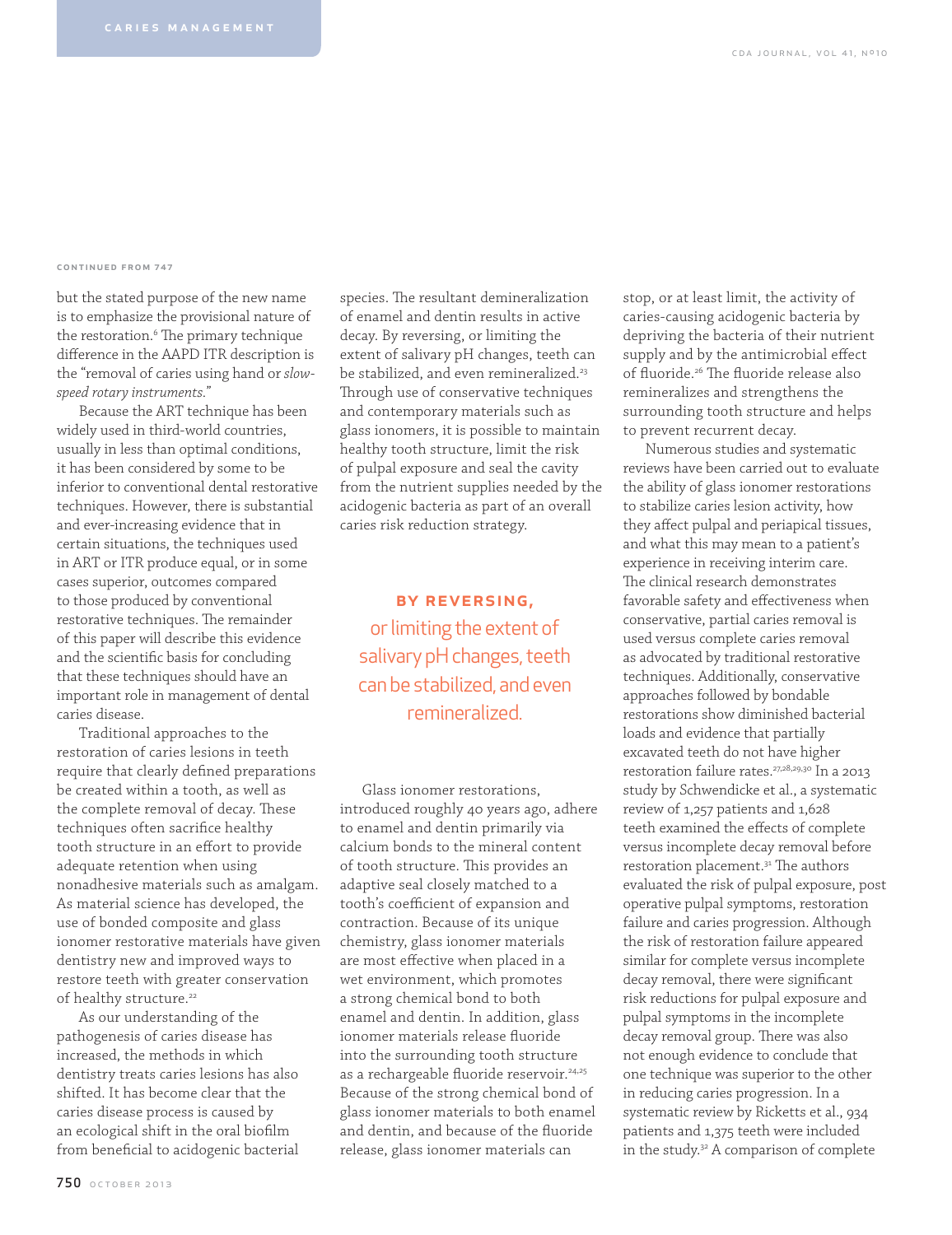CONTINUED FROM 747

but the stated purpose of the new name is to emphasize the provisional nature of the restoration.[6] The primary technique difference in the AAPD ITR description is the "removal of caries using hand or *slow-speed rotary instruments*."

Because the ART technique has been widely used in third-world countries, usually in less than optimal conditions, it has been considered by some to be inferior to conventional dental restorative techniques. However, there is substantial and ever-increasing evidence that in certain situations, the techniques used in ART or ITR produce equal, or in some cases superior, outcomes compared to those produced by conventional restorative techniques. The remainder of this paper will describe this evidence and the scientific basis for concluding that these techniques should have an important role in management of dental caries disease.

Traditional approaches to the restoration of caries lesions in teeth require that clearly defined preparations be created within a tooth, as well as the complete removal of decay. These techniques often sacrifice healthy tooth structure in an effort to provide adequate retention when using nonadhesive materials such as amalgam. As material science has developed, the use of bonded composite and glass ionomer restorative materials have given dentistry new and improved ways to restore teeth with greater conservation of healthy tooth structure.[22]

As our understanding of the pathogenesis of caries disease has increased, the methods in which dentistry treats caries lesions has also shifted. It has become clear that the caries disease process is caused by an ecological shift in the oral biofilm from beneficial to acidogenic bacterial species. The resultant demineralization of enamel and dentin results in active decay. By reversing, or limiting the extent of salivary pH changes, teeth can be stabilized, and even remineralized.[23] Through use of conservative techniques and contemporary materials such as glass ionomers, it is possible to maintain healthy tooth structure, limit the risk of pulpal exposure and seal the cavity from the nutrient supplies needed by the acidogenic bacteria as part of an overall caries risk reduction strategy.

> **BY REVERSING,** or limiting the extent of salivary pH changes, teeth can be stabilized, and even remineralized.

Glass ionomer restorations, introduced roughly 40 years ago, adhere to enamel and dentin primarily via calcium bonds to the mineral content of tooth structure. This provides an adaptive seal closely matched to a tooth's coefficient of expansion and contraction. Because of its unique chemistry, glass ionomer materials are most effective when placed in a wet environment, which promotes a strong chemical bond to both enamel and dentin. In addition, glass ionomer materials release fluoride into the surrounding tooth structure as a rechargeable fluoride reservoir.[24,25] Because of the strong chemical bond of glass ionomer materials to both enamel and dentin, and because of the fluoride release, glass ionomer materials can stop, or at least limit, the activity of caries-causing acidogenic bacteria by depriving the bacteria of their nutrient supply and by the antimicrobial effect of fluoride.[26] The fluoride release also remineralizes and strengthens the surrounding tooth structure and helps to prevent recurrent decay.

Numerous studies and systematic reviews have been carried out to evaluate the ability of glass ionomer restorations to stabilize caries lesion activity, how they affect pulpal and periapical tissues, and what this may mean to a patient's experience in receiving interim care. The clinical research demonstrates favorable safety and effectiveness when conservative, partial caries removal is used versus complete caries removal as advocated by traditional restorative techniques. Additionally, conservative approaches followed by bondable restorations show diminished bacterial loads and evidence that partially excavated teeth do not have higher restoration failure rates.[27,28,29,30] In a 2013 study by Schwendicke et al., a systematic review of 1,257 patients and 1,628 teeth examined the effects of complete versus incomplete decay removal before restoration placement.[31] The authors evaluated the risk of pulpal exposure, post operative pulpal symptoms, restoration failure and caries progression. Although the risk of restoration failure appeared similar for complete versus incomplete decay removal, there were significant risk reductions for pulpal exposure and pulpal symptoms in the incomplete decay removal group. There was also not enough evidence to conclude that one technique was superior to the other in reducing caries progression. In a systematic review by Ricketts et al., 934 patients and 1,375 teeth were included in the study.[32] A comparison of complete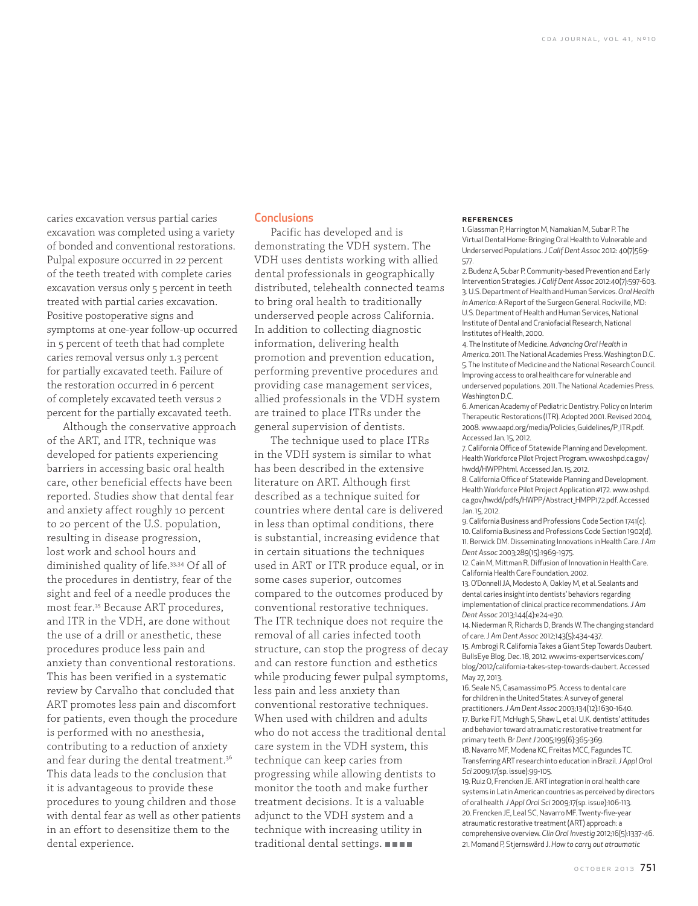caries excavation versus partial caries excavation was completed using a variety of bonded and conventional restorations. Pulpal exposure occurred in 22 percent of the teeth treated with complete caries excavation versus only 5 percent in teeth treated with partial caries excavation. Positive postoperative signs and symptoms at one-year follow-up occurred in 5 percent of teeth that had complete caries removal versus only 1.3 percent for partially excavated teeth. Failure of the restoration occurred in 6 percent of completely excavated teeth versus 2 percent for the partially excavated teeth.

Although the conservative approach of the ART, and ITR, technique was developed for patients experiencing barriers in accessing basic oral health care, other beneficial effects have been reported. Studies show that dental fear and anxiety affect roughly 10 percent to 20 percent of the U.S. population, resulting in disease progression, lost work and school hours and diminished quality of life.[33,34] Of all of the procedures in dentistry, fear of the sight and feel of a needle produces the most fear.[35] Because ART procedures, and ITR in the VDH, are done without the use of a drill or anesthetic, these procedures produce less pain and anxiety than conventional restorations. This has been verified in a systematic review by Carvalho that concluded that ART promotes less pain and discomfort for patients, even though the procedure is performed with no anesthesia, contributing to a reduction of anxiety and fear during the dental treatment.[36] This data leads to the conclusion that it is advantageous to provide these procedures to young children and those with dental fear as well as other patients in an effort to desensitize them to the dental experience.

## Conclusions

Pacific has developed and is demonstrating the VDH system. The VDH uses dentists working with allied dental professionals in geographically distributed, telehealth connected teams to bring oral health to traditionally underserved people across California. In addition to collecting diagnostic information, delivering health promotion and prevention education, performing preventive procedures and providing case management services, allied professionals in the VDH system are trained to place ITRs under the general supervision of dentists.

The technique used to place ITRs in the VDH system is similar to what has been described in the extensive literature on ART. Although first described as a technique suited for countries where dental care is delivered in less than optimal conditions, there is substantial, increasing evidence that in certain situations the techniques used in ART or ITR produce equal, or in some cases superior, outcomes compared to the outcomes produced by conventional restorative techniques. The ITR technique does not require the removal of all caries infected tooth structure, can stop the progress of decay and can restore function and esthetics while producing fewer pulpal symptoms, less pain and less anxiety than conventional restorative techniques. When used with children and adults who do not access the traditional dental care system in the VDH system, this technique can keep caries from progressing while allowing dentists to monitor the tooth and make further treatment decisions. It is a valuable adjunct to the VDH system and a technique with increasing utility in traditional dental settings. ■■■■

### References

1. Glassman P, Harrington M, Namakian M, Subar P. The Virtual Dental Home: Bringing Oral Health to Vulnerable and Underserved Populations. *J Calif Dent Assoc* 2012: 40(7)569-577.
2. Budenz A, Subar P. Community-based Prevention and Early Intervention Strategies. *J Calif Dent Assoc* 2012:40(7):597-603.
3. U.S. Department of Health and Human Services. *Oral Health in America*: A Report of the Surgeon General. Rockville, MD: U.S. Department of Health and Human Services, National Institute of Dental and Craniofacial Research, National Institutes of Health, 2000.
4. The Institute of Medicine. *Advancing Oral Health in America*. 2011. The National Academies Press. Washington D.C.
5. The Institute of Medicine and the National Research Council. Improving access to oral health care for vulnerable and underserved populations. 2011. The National Academies Press. Washington D.C.
6. American Academy of Pediatric Dentistry. Policy on Interim Therapeutic Restorations (ITR). Adopted 2001. Revised 2004, 2008. www.aapd.org/media/Policies_Guidelines/P_ITR.pdf. Accessed Jan. 15, 2012.
7. California Office of Statewide Planning and Development. Health Workforce Pilot Project Program. www.oshpd.ca.gov/hwdd/HWPP.html. Accessed Jan. 15, 2012.
8. California Office of Statewide Planning and Development. Health Workforce Pilot Project Application #172. www.oshpd.ca.gov/hwdd/pdfs/HWPP/Abstract_HMPP172.pdf. Accessed Jan. 15, 2012.
9. California Business and Professions Code Section 1741(c).
10. California Business and Professions Code Section 1902(d).
11. Berwick DM. Disseminating Innovations in Health Care. *J Am Dent Assoc* 2003;289(15):1969-1975.
12. Cain M, Mittman R. Diffusion of Innovation in Health Care. California Health Care Foundation. 2002.
13. O'Donnell JA, Modesto A, Oakley M, et al. Sealants and dental caries insight into dentists' behaviors regarding implementation of clinical practice recommendations. *J Am Dent Assoc* 2013;144(4):e24-e30.
14. Niederman R, Richards D, Brands W. The changing standard of care. *J Am Dent Assoc* 2012;143(5):434-437.
15. Ambrogi R. California Takes a Giant Step Towards Daubert. BullsEye Blog. Dec. 18, 2012. www.ims-expertservices.com/blog/2012/california-takes-step-towards-daubert. Accessed May 27, 2013.
16. Seale NS, Casamassimo PS. Access to dental care for children in the United States: A survey of general practitioners. *J Am Dent Assoc* 2003;134(12):1630-1640.
17. Burke FJT, McHugh S, Shaw L, et al. U.K. dentists' attitudes and behavior toward atraumatic restorative treatment for primary teeth. *Br Dent J* 2005;199(6):365-369.
18. Navarro MF, Modena KC, Freitas MCC, Fagundes TC. Transferring ART research into education in Brazil. *J Appl Oral Sci* 2009;17(sp. issue):99-105.
19. Ruiz O, Frencken JE. ART integration in oral health care systems in Latin American countries as perceived by directors of oral health. *J Appl Oral Sci* 2009;17(sp. issue):106-113.
20. Frencken JE, Leal SC, Navarro MF. Twenty-five-year atraumatic restorative treatment (ART) approach: a comprehensive overview. *Clin Oral Investig* 2012;16(5):1337-46.
21. Momand P, Stjernswärd J. *How to carry out atraumatic*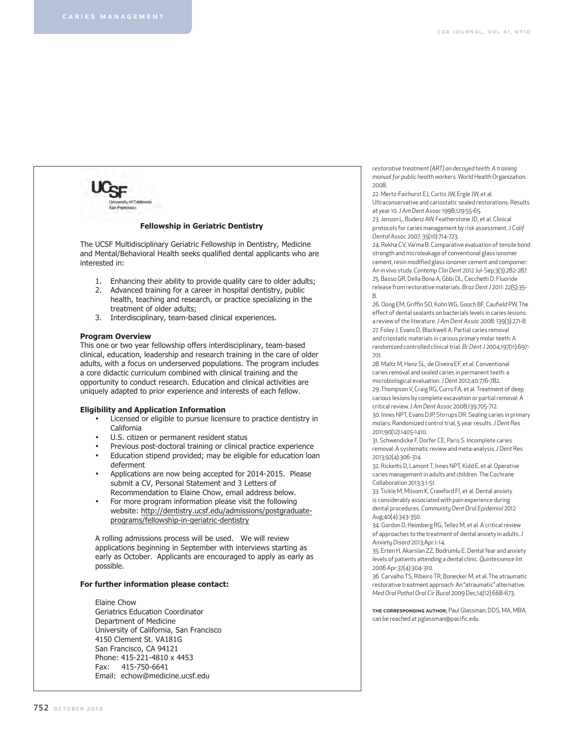### Fellowship in Geriatric Dentistry

The UCSF Multidisciplinary Geriatric Fellowship in Dentistry, Medicine and Mental/Behavioral Health seeks qualified dental applicants who are interested in:

1. Enhancing their ability to provide quality care to older adults;
2. Advanced training for a career in hospital dentistry, public health, teaching and research, or practice specializing in the treatment of older adults;
3. Interdisciplinary, team-based clinical experiences.

**Program Overview**

This one or two year fellowship offers interdisciplinary, team-based clinical, education, leadership and research training in the care of older adults, with a focus on underserved populations. The program includes a core didactic curriculum combined with clinical training and the opportunity to conduct research. Education and clinical activities are uniquely adapted to prior experience and interests of each fellow.

**Eligibility and Application Information**

- Licensed or eligible to pursue licensure to practice dentistry in California
- U.S. citizen or permanent resident status
- Previous post-doctoral training or clinical practice experience
- Education stipend provided; may be eligible for education loan deferment
- Applications are now being accepted for 2014-2015. Please submit a CV, Personal Statement and 3 Letters of Recommendation to Elaine Chow, email address below.
- For more program information please visit the following website: http://dentistry.ucsf.edu/admissions/postgraduate-programs/fellowship-in-geriatric-dentistry

A rolling admissions process will be used. We will review applications beginning in September with interviews starting as early as October. Applicants are encouraged to apply as early as possible.

**For further information please contact:**

Elaine Chow
Geriatrics Education Coordinator
Department of Medicine
University of California, San Francisco
4150 Clement St. VA181G
San Francisco, CA 94121
Phone: 415-221-4810 x 4453
Fax: 415-750-6641
Email: echow@medicine.ucsf.edu

*restorative treatment (ART) on decayed teeth: A training manual for public health workers.* World Health Organization. 2008.

22. Mertz-Fairhurst EJ, Curtis JW, Ergle JW, et al. Ultraconservative and cariostatic sealed restorations: Results at year 10. *J Am Dent Assoc* 1998;129:55-65.

23. Jenson L, Budenz AW, Featherstone JD, et al. Clinical protocols for caries management by risk assessment. *J Calif Dental Assoc* 2007; 35(10):714-723.

24. Rekha CV, Varma B. Comparative evaluation of tensile bond strength and microleakage of conventional glass ionomer cement, resin modified glass ionomer cement and compomer: An in vivo study. *Contemp Clin Dent* 2012 Jul-Sep;3(3):282-287.

25. Basso GR, Della Bona A, Gbbi DL, Cecchetti D. Fluoride release from restorative materials. *Braz Dent J* 2011: 22(5):35-8.

26. Oong EM, Griffin SO, Kohn WG, Gooch BF, Caufield PW. The effect of dental sealants on bacterials levels in caries lesions: a review of the literature. *J Am Dent Assoc* 2008: 139(3):271-8.

27. Foley J, Evans D, Blackwell A. Partial caries removal and criostatic materials in carious primary molar teeth: A randomized controlled clinical trial. *Br Dent J* 2004;197(11):697-701.

28. Maltz M, Henz SL, de Oiveira EF, et al. Conventional caries removal and sealed caries in permanent teeth: a microbiological evaluation. *J Dent* 2012;40:776-782.

29. Thompson V, Craig RG, Curro FA, et al. Treatment of deep carious lesions by complete excavation or partial removal: A critical review. *J Am Dent Assoc* 2008;139:705-712.

30. Innes NPT, Evans DJP, Stirrups DR. Sealing caries in primary molars: Randomized control trial, 5 year results. *J Dent* Res 2011;90(12):1405-1410.

31. Schwendicke F, Dorfer CE, Paris S. Incomplete caries removal: A systematic review and meta-analysis. *J Dent* Res 2013;92(4):306-314.

32. Ricketts D, Lamont T, Innes NPT, Kidd E, et al. Operative caries management in adults and children. The Cochrane Collaboration 2013;3:1-51.

33. Tickle M, Milsom K, Crawford FI, et al. Dental anxiety is considerably associated with pain experience during dental procedures. *Community Dent Oral Epidemiol* 2012 Aug;40(4):343-350.

34. Gordon D, Heimberg RG, Tellez M, et al. A critical review of approaches to the treatment of dental anxiety in adults. *J Anxiety Disord* 2013;Apr:1-14.

35. Erten H, Akarslan ZZ, Bodrumlu E. Dental fear and anxiety levels of patients attending a dental clinic. *Quintessence Int* 2006 Apr;37(4):304-310.

36. Carvalho TS, Ribeiro TR, Bonecker M, et al. The atraumatic restorative treatment approach: An "atraumatic" alternative. *Med Oral Pathol Oral Cir Bucal* 2009 Dec;14(12):668-673.

**THE CORRESPONDING AUTHOR,** Paul Glassman, DDS, MA, MBA, can be reached at pglassman@pacific.edu.